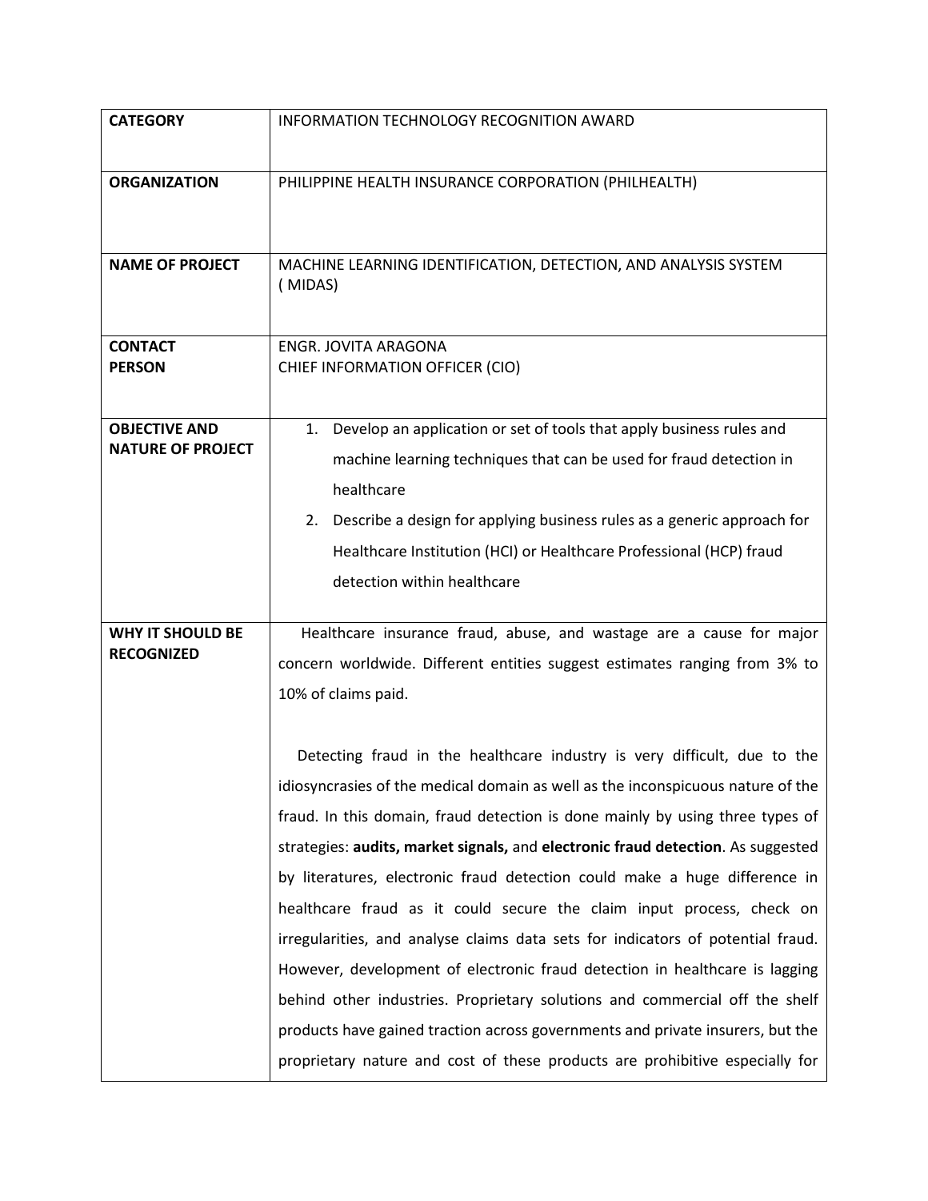| CATEGORY | INFORMATION TECHNOLOGY RECOGNITION AWARD |
|---|---|
| **ORGANIZATION** | PHILIPPINE HEALTH INSURANCE CORPORATION (PHILHEALTH) |
| **NAME OF PROJECT** | MACHINE LEARNING IDENTIFICATION, DETECTION, AND ANALYSIS SYSTEM ( MIDAS) |
| **CONTACT PERSON** | ENGR. JOVITA ARAGONA<br>CHIEF INFORMATION OFFICER (CIO) |
| **OBJECTIVE AND NATURE OF PROJECT** | 1. Develop an application or set of tools that apply business rules and machine learning techniques that can be used for fraud detection in healthcare<br>2. Describe a design for applying business rules as a generic approach for Healthcare Institution (HCI) or Healthcare Professional (HCP) fraud detection within healthcare |
| **WHY IT SHOULD BE RECOGNIZED** | Healthcare insurance fraud, abuse, and wastage are a cause for major concern worldwide. Different entities suggest estimates ranging from 3% to 10% of claims paid.<br><br>Detecting fraud in the healthcare industry is very difficult, due to the idiosyncrasies of the medical domain as well as the inconspicuous nature of the fraud. In this domain, fraud detection is done mainly by using three types of strategies: **audits, market signals,** and **electronic fraud detection**. As suggested by literatures, electronic fraud detection could make a huge difference in healthcare fraud as it could secure the claim input process, check on irregularities, and analyse claims data sets for indicators of potential fraud. However, development of electronic fraud detection in healthcare is lagging behind other industries. Proprietary solutions and commercial off the shelf products have gained traction across governments and private insurers, but the proprietary nature and cost of these products are prohibitive especially for |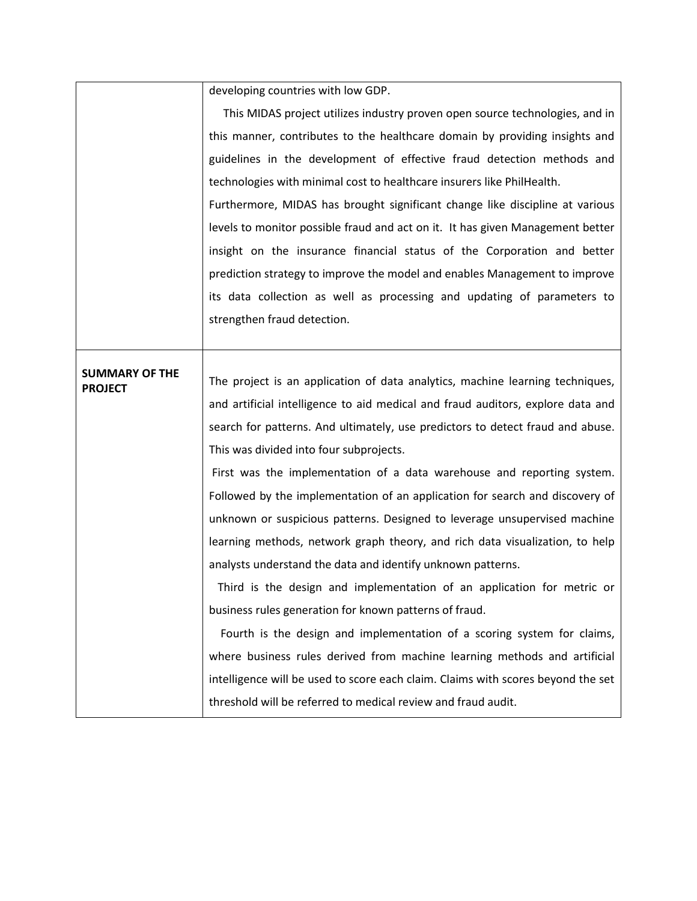| | |
|---|---|
| | developing countries with low GDP.<br>This MIDAS project utilizes industry proven open source technologies, and in this manner, contributes to the healthcare domain by providing insights and guidelines in the development of effective fraud detection methods and technologies with minimal cost to healthcare insurers like PhilHealth.<br>Furthermore, MIDAS has brought significant change like discipline at various levels to monitor possible fraud and act on it. It has given Management better insight on the insurance financial status of the Corporation and better prediction strategy to improve the model and enables Management to improve its data collection as well as processing and updating of parameters to strengthen fraud detection. |
| **SUMMARY OF THE PROJECT** | The project is an application of data analytics, machine learning techniques, and artificial intelligence to aid medical and fraud auditors, explore data and search for patterns. And ultimately, use predictors to detect fraud and abuse. This was divided into four subprojects.<br>First was the implementation of a data warehouse and reporting system. Followed by the implementation of an application for search and discovery of unknown or suspicious patterns. Designed to leverage unsupervised machine learning methods, network graph theory, and rich data visualization, to help analysts understand the data and identify unknown patterns.<br>Third is the design and implementation of an application for metric or business rules generation for known patterns of fraud.<br>Fourth is the design and implementation of a scoring system for claims, where business rules derived from machine learning methods and artificial intelligence will be used to score each claim. Claims with scores beyond the set threshold will be referred to medical review and fraud audit. |